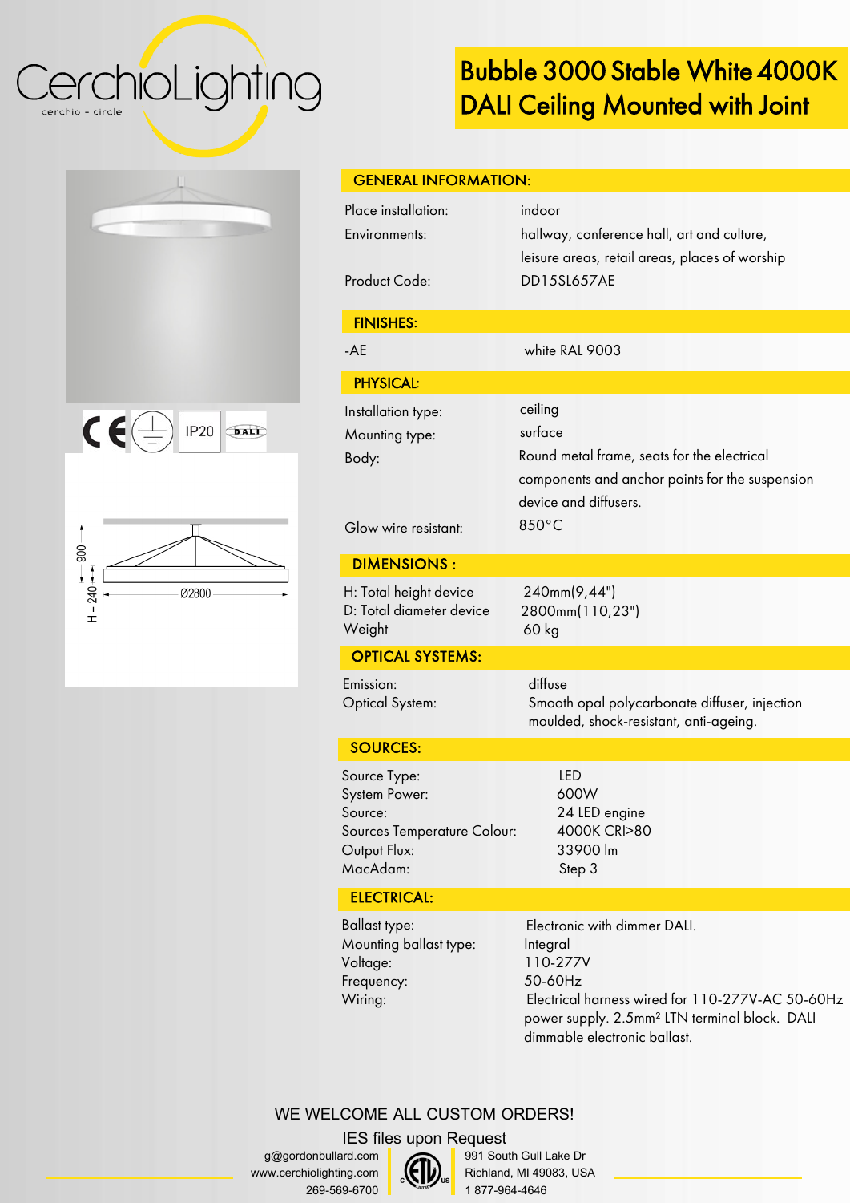# Bubble 3000 Stable White 4000K DALI Ceiling Mounted with Joint

CerchioLighting
cerchio = circle

IP20

900
H = 240
Ø2800

## GENERAL INFORMATION:

| | |
|---|---|
| Place installation: | indoor |
| Environments: | hallway, conference hall, art and culture, leisure areas, retail areas, places of worship |
| Product Code: | DD15SL657AE |

## FINISHES:

| | |
|---|---|
| -AE | white RAL 9003 |

## PHYSICAL:

| | |
|---|---|
| Installation type: | ceiling |
| Mounting type: | surface |
| Body: | Round metal frame, seats for the electrical components and anchor points for the suspension device and diffusers. |
| Glow wire resistant: | 850°C |

## DIMENSIONS :

| | |
|---|---|
| H: Total height device | 240mm(9,44") |
| D: Total diameter device | 2800mm(110,23") |
| Weight | 60 kg |

## OPTICAL SYSTEMS:

| | |
|---|---|
| Emission: | diffuse |
| Optical System: | Smooth opal polycarbonate diffuser, injection moulded, shock-resistant, anti-ageing. |

## SOURCES:

| | |
|---|---|
| Source Type: | LED |
| System Power: | 600W |
| Source: | 24 LED engine |
| Sources Temperature Colour: | 4000K CRI>80 |
| Output Flux: | 33900 lm |
| MacAdam: | Step 3 |

## ELECTRICAL:

| | |
|---|---|
| Ballast type: | Electronic with dimmer DALI. |
| Mounting ballast type: | Integral |
| Voltage: | 110-277V |
| Frequency: | 50-60Hz |
| Wiring: | Electrical harness wired for 110-277V-AC 50-60Hz power supply. 2.5mm² LTN terminal block. DALI dimmable electronic ballast. |

WE WELCOME ALL CUSTOM ORDERS!

IES files upon Request

g@gordonbullard.com
www.cerchiolighting.com
269-569-6700

991 South Gull Lake Dr
Richland, MI 49083, USA
1 877-964-4646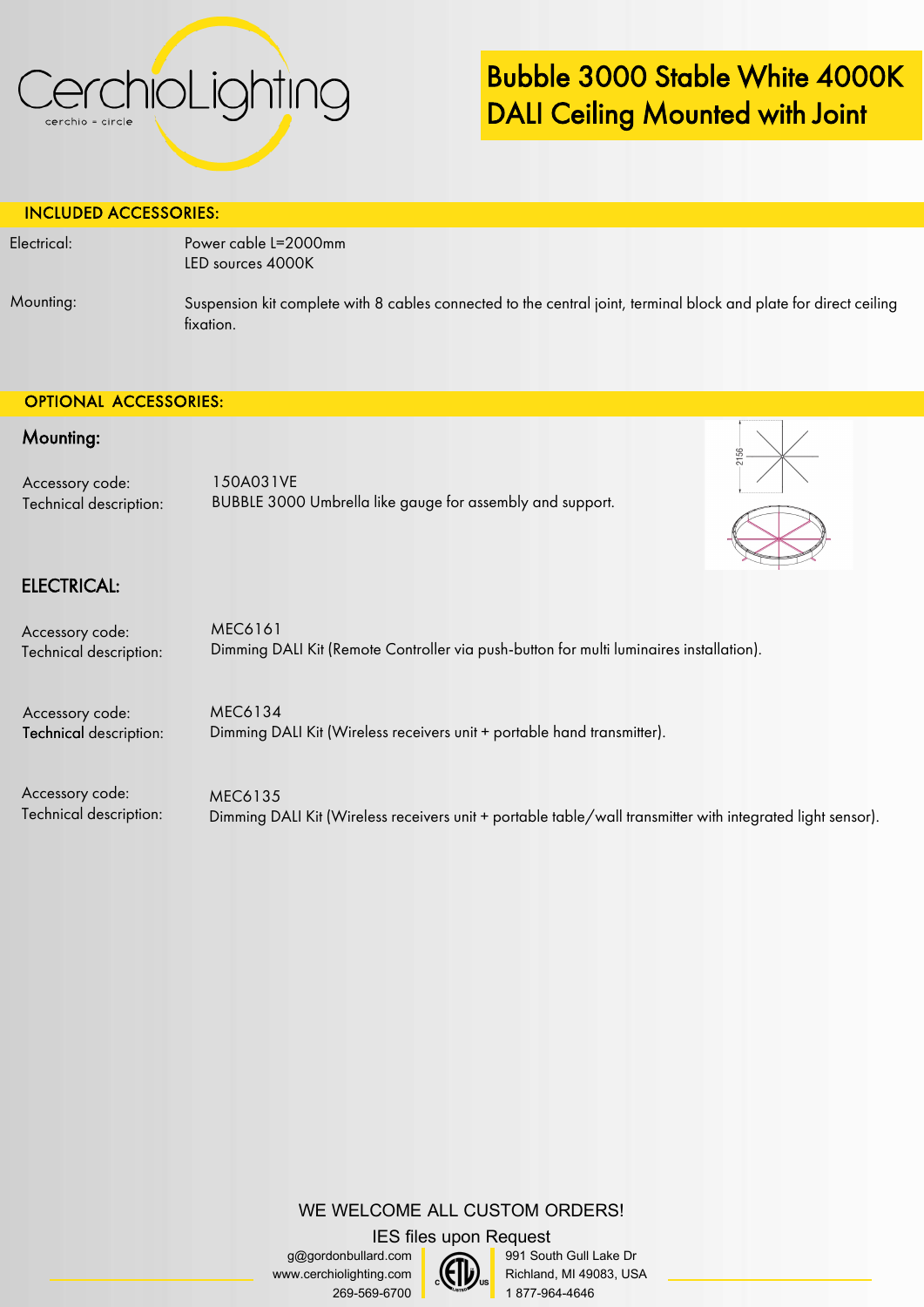# Bubble 3000 Stable White 4000K DALI Ceiling Mounted with Joint

## INCLUDED ACCESSORIES:

| | |
|---|---|
| Electrical: | Power cable L=2000mm<br>LED sources 4000K |
| Mounting: | Suspension kit complete with 8 cables connected to the central joint, terminal block and plate for direct ceiling fixation. |

## OPTIONAL ACCESSORIES:

### Mounting:

Accessory code: 150A031VE
Technical description: BUBBLE 3000 Umbrella like gauge for assembly and support.

2156

### ELECTRICAL:

Accessory code: MEC6161
Technical description: Dimming DALI Kit (Remote Controller via push-button for multi luminaires installation).

Accessory code: MEC6134
Technical description: Dimming DALI Kit (Wireless receivers unit + portable hand transmitter).

Accessory code: MEC6135
Technical description: Dimming DALI Kit (Wireless receivers unit + portable table/wall transmitter with integrated light sensor).

WE WELCOME ALL CUSTOM ORDERS!

IES files upon Request

g@gordonbullard.com
www.cerchiolighting.com
269-569-6700

991 South Gull Lake Dr
Richland, MI 49083, USA
1 877-964-4646